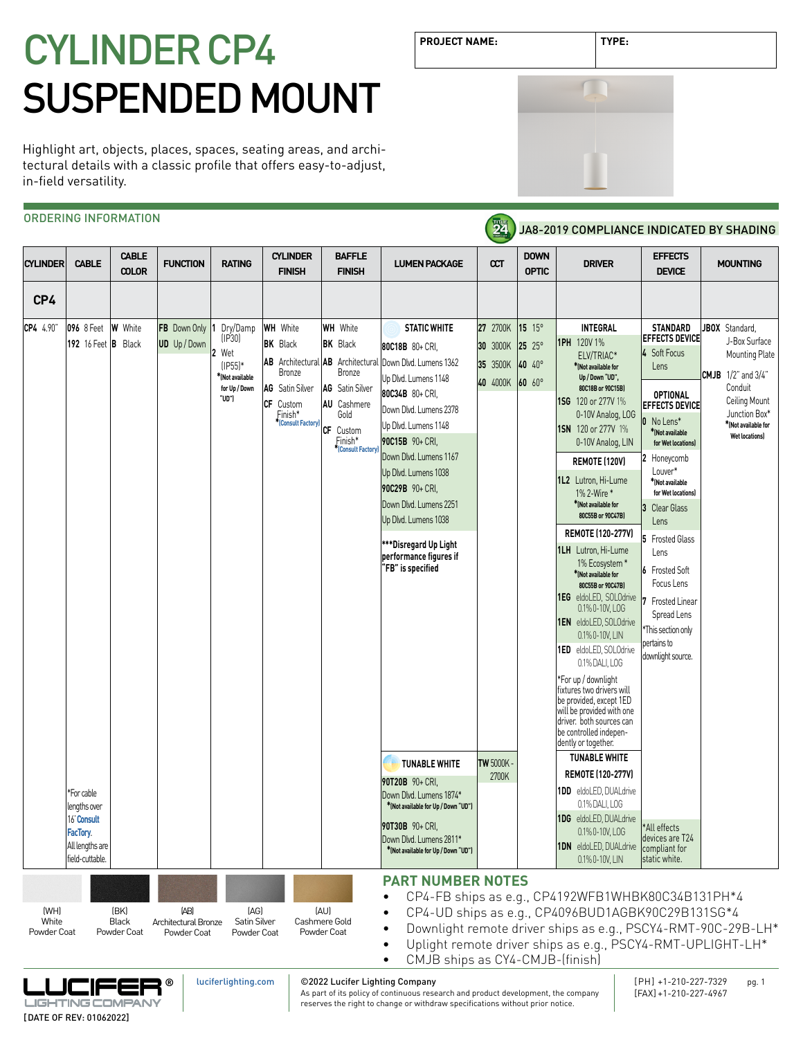# CYLINDER CP4
# SUSPENDED MOUNT

| PROJECT NAME: | TYPE: |
|---|---|

Highlight art, objects, places, spaces, seating areas, and architectural details with a classic profile that offers easy-to-adjust, in-field versatility.

## ORDERING INFORMATION

JA8-2019 COMPLIANCE INDICATED BY SHADING

| CYLINDER | CABLE | CABLE COLOR | FUNCTION | RATING | CYLINDER FINISH | BAFFLE FINISH | LUMEN PACKAGE | CCT | DOWN OPTIC | DRIVER | EFFECTS DEVICE | MOUNTING |
|---|---|---|---|---|---|---|---|---|---|---|---|---|
| CP4 | | | | | | | | | | | | |
| **CP4** 4.90" | **096** 8 Feet<br>**192** 16 Feet<br><br>*For cable lengths over 16' Consult FacTory. All lengths are field-cuttable. | **W** White<br>**B** Black | **FB** Down Only<br>**UD** Up / Down | **1** Dry/Damp (IP30)<br>**2** Wet (IP55)*<br>*(Not available for Up / Down "UD") | **WH** White<br>**BK** Black<br>**AB** Architectural Bronze<br>**AG** Satin Silver<br>**CF** Custom Finish* *(Consult Factory) | **WH** White<br>**BK** Black<br>**AB** Architectural Bronze<br>**AG** Satin Silver<br>**AU** Cashmere Gold<br>**CF** Custom Finish* *(Consult Factory) | **STATIC WHITE**<br>**80C18B** 80+ CRI, Down Dlvd. Lumens 1362, Up Dlvd. Lumens 1148<br>**80C34B** 80+ CRI, Down Dlvd. Lumens 2378, Up Dlvd. Lumens 1148<br>**90C15B** 90+ CRI, Down Dlvd. Lumens 1167, Up Dlvd. Lumens 1038<br>**90C29B** 90+ CRI, Down Dlvd. Lumens 2251, Up Dlvd. Lumens 1038<br><br>***Disregard Up Light performance figures if "FB" is specified<br><br>**TUNABLE WHITE**<br>**90T20B** 90+ CRI, Down Dlvd. Lumens 1874* *(Not available for Up / Down "UD")<br>**90T30B** 90+ CRI, Down Dlvd. Lumens 2811* *(Not available for Up / Down "UD") | **27** 2700K<br>**30** 3000K<br>**35** 3500K<br>**40** 4000K<br><br>**TW** 5000K - 2700K | **15** 15°<br>**25** 25°<br>**40** 40°<br>**60** 60° | **INTEGRAL**<br>**1PH** 120V 1% ELV/TRIAC* *(Not available for Up / Down "UD", 80C18B or 90C15B)<br>**1SG** 120 or 277V 1% 0-10V Analog, LOG<br>**1SN** 120 or 277V 1% 0-10V Analog, LIN<br><br>**REMOTE (120V)**<br>**1L2** Lutron, Hi-Lume 1% 2-Wire * *(Not available for 80C55B or 90C47B)<br><br>**REMOTE (120-277V)**<br>**1LH** Lutron, Hi-Lume 1% Ecosystem * *(Not available for 80C55B or 90C47B)<br>**1EG** eldoLED, SOLOdrive 0.1% 0-10V, LOG<br>**1EN** eldoLED, SOLOdrive 0.1% 0-10V, LIN<br>**1ED** eldoLED, SOLOdrive 0.1% DALI, LOG<br><br>*For up / downlight fixtures two drivers will be provided, except 1ED will be provided with one driver. both sources can be controlled independently or together.<br><br>**TUNABLE WHITE REMOTE (120-277V)**<br>**1DD** eldoLED, DUALdrive 0.1% DALI, LOG<br>**1DG** eldoLED, DUALdrive 0.1% 0-10V, LOG<br>**1DN** eldoLED, DUALdrive 0.1% 0-10V, LIN | **STANDARD EFFECTS DEVICE**<br>**4** Soft Focus Lens<br><br>**OPTIONAL EFFECTS DEVICE**<br>**0** No Lens* *(Not available for Wet locations)<br>**2** Honeycomb Louver* *(Not available for Wet locations)<br>**3** Clear Glass Lens<br>**5** Frosted Glass Lens<br>**6** Frosted Soft Focus Lens<br>**7** Frosted Linear Spread Lens<br>*This section only pertains to downlight source.<br><br>*All effects devices are T24 compliant for static white. | **JBOX** Standard, J-Box Surface Mounting Plate<br>**CMJB** 1/2" and 3/4" Conduit Ceiling Mount Junction Box* *(Not available for Wet locations) |

(WH) White Powder Coat | (BK) Black Powder Coat | (AB) Architectural Bronze Powder Coat | (AG) Satin Silver Powder Coat | (AU) Cashmere Gold Powder Coat

## PART NUMBER NOTES

- CP4-FB ships as e.g., CP4192WFB1WHBK80C34B131PH*4
- CP4-UD ships as e.g., CP4096BUD1AGBK90C29B131SG*4
- Downlight remote driver ships as e.g., PSCY4-RMT-90C-29B-LH*
- Uplight remote driver ships as e.g., PSCY4-RMT-UPLIGHT-LH*
- CMJB ships as CY4-CMJB-(finish)

LUCIFER® LIGHTING COMPANY
[DATE OF REV: 01062022]

luciferlighting.com

©2022 Lucifer Lighting Company
As part of its policy of continuous research and product development, the company reserves the right to change or withdraw specifications without prior notice.

[PH] +1-210-227-7329
[FAX] +1-210-227-4967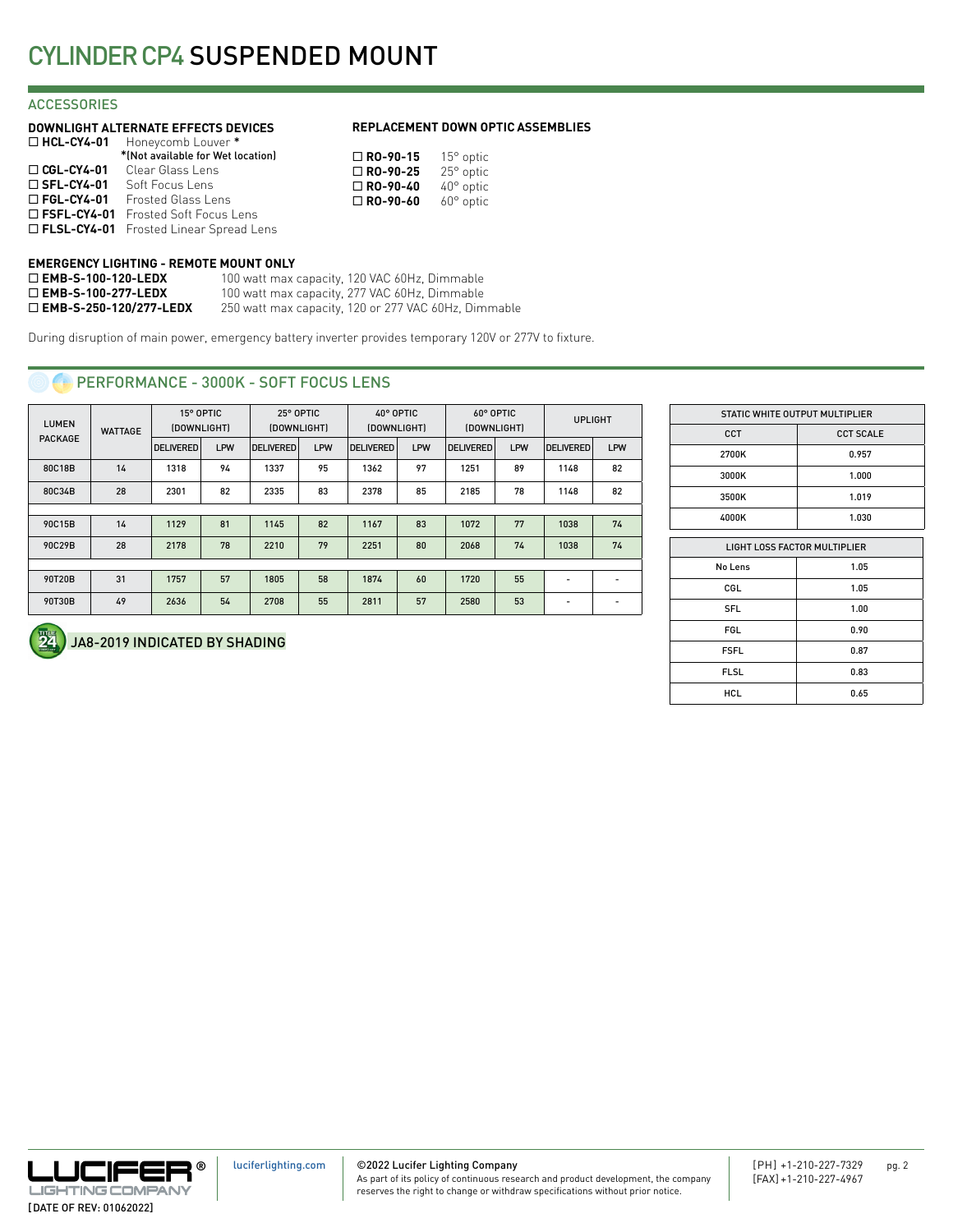# CYLINDER CP4 SUSPENDED MOUNT

## ACCESSORIES

### DOWNLIGHT ALTERNATE EFFECTS DEVICES

- ☐ **HCL-CY4-01** Honeycomb Louver *
  *(Not available for Wet location)
- ☐ **CGL-CY4-01** Clear Glass Lens
- ☐ **SFL-CY4-01** Soft Focus Lens
- ☐ **FGL-CY4-01** Frosted Glass Lens
- ☐ **FSFL-CY4-01** Frosted Soft Focus Lens
- ☐ **FLSL-CY4-01** Frosted Linear Spread Lens

### REPLACEMENT DOWN OPTIC ASSEMBLIES

- ☐ **RO-90-15** 15° optic
- ☐ **RO-90-25** 25° optic
- ☐ **RO-90-40** 40° optic
- ☐ **RO-90-60** 60° optic

### EMERGENCY LIGHTING - REMOTE MOUNT ONLY

- ☐ **EMB-S-100-120-LEDX** 100 watt max capacity, 120 VAC 60Hz, Dimmable
- ☐ **EMB-S-100-277-LEDX** 100 watt max capacity, 277 VAC 60Hz, Dimmable
- ☐ **EMB-S-250-120/277-LEDX** 250 watt max capacity, 120 or 277 VAC 60Hz, Dimmable

During disruption of main power, emergency battery inverter provides temporary 120V or 277V to fixture.

## PERFORMANCE - 3000K - SOFT FOCUS LENS

| LUMEN PACKAGE | WATTAGE | 15° OPTIC (DOWNLIGHT) | | 25° OPTIC (DOWNLIGHT) | | 40° OPTIC (DOWNLIGHT) | | 60° OPTIC (DOWNLIGHT) | | UPLIGHT | |
|---|---|---|---|---|---|---|---|---|---|---|---|
| | | DELIVERED | LPW | DELIVERED | LPW | DELIVERED | LPW | DELIVERED | LPW | DELIVERED | LPW |
| 80C18B | 14 | 1318 | 94 | 1337 | 95 | 1362 | 97 | 1251 | 89 | 1148 | 82 |
| 80C34B | 28 | 2301 | 82 | 2335 | 83 | 2378 | 85 | 2185 | 78 | 1148 | 82 |
| 90C15B | 14 | 1129 | 81 | 1145 | 82 | 1167 | 83 | 1072 | 77 | 1038 | 74 |
| 90C29B | 28 | 2178 | 78 | 2210 | 79 | 2251 | 80 | 2068 | 74 | 1038 | 74 |
| 90T20B | 31 | 1757 | 57 | 1805 | 58 | 1874 | 60 | 1720 | 55 | - | - |
| 90T30B | 49 | 2636 | 54 | 2708 | 55 | 2811 | 57 | 2580 | 53 | - | - |

JA8-2019 INDICATED BY SHADING

| STATIC WHITE OUTPUT MULTIPLIER | |
|---|---|
| CCT | CCT SCALE |
| 2700K | 0.957 |
| 3000K | 1.000 |
| 3500K | 1.019 |
| 4000K | 1.030 |

| LIGHT LOSS FACTOR MULTIPLIER | |
|---|---|
| No Lens | 1.05 |
| CGL | 1.05 |
| SFL | 1.00 |
| FGL | 0.90 |
| FSFL | 0.87 |
| FLSL | 0.83 |
| HCL | 0.65 |

LUCIFER® LIGHTING COMPANY
[DATE OF REV: 01062022]

luciferlighting.com

©2022 Lucifer Lighting Company
As part of its policy of continuous research and product development, the company reserves the right to change or withdraw specifications without prior notice.

[PH] +1-210-227-7329
[FAX] +1-210-227-4967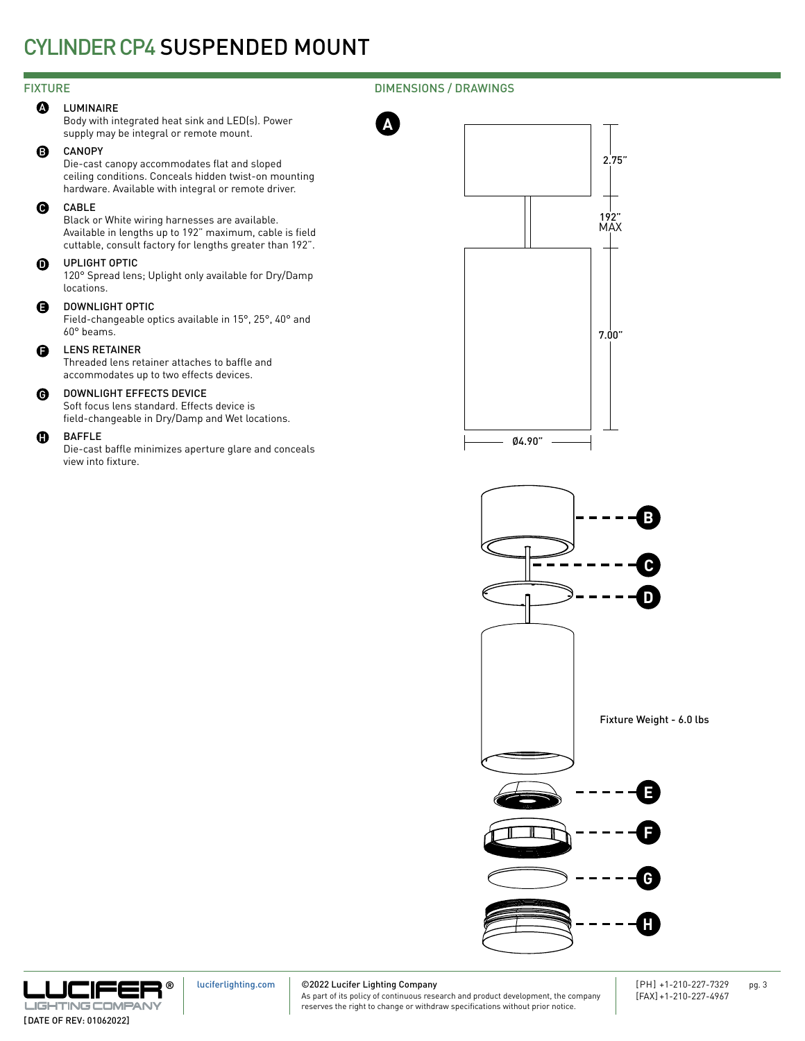# CYLINDER CP4 SUSPENDED MOUNT

## FIXTURE

**A** LUMINAIRE
Body with integrated heat sink and LED(s). Power supply may be integral or remote mount.

**B** CANOPY
Die-cast canopy accommodates flat and sloped ceiling conditions. Conceals hidden twist-on mounting hardware. Available with integral or remote driver.

**C** CABLE
Black or White wiring harnesses are available. Available in lengths up to 192" maximum, cable is field cuttable, consult factory for lengths greater than 192".

**D** UPLIGHT OPTIC
120° Spread lens; Uplight only available for Dry/Damp locations.

**E** DOWNLIGHT OPTIC
Field-changeable optics available in 15°, 25°, 40° and 60° beams.

**F** LENS RETAINER
Threaded lens retainer attaches to baffle and accommodates up to two effects devices.

**G** DOWNLIGHT EFFECTS DEVICE
Soft focus lens standard. Effects device is field-changeable in Dry/Damp and Wet locations.

**H** BAFFLE
Die-cast baffle minimizes aperture glare and conceals view into fixture.

## DIMENSIONS / DRAWINGS

A

2.75"

192" MAX

7.00"

Ø4.90"

B

C

D

Fixture Weight - 6.0 lbs

E

F

G

H

luciferlighting.com

©2022 Lucifer Lighting Company
As part of its policy of continuous research and product development, the company reserves the right to change or withdraw specifications without prior notice.

[PH] +1-210-227-7329
[FAX] +1-210-227-4967

[DATE OF REV: 01062022]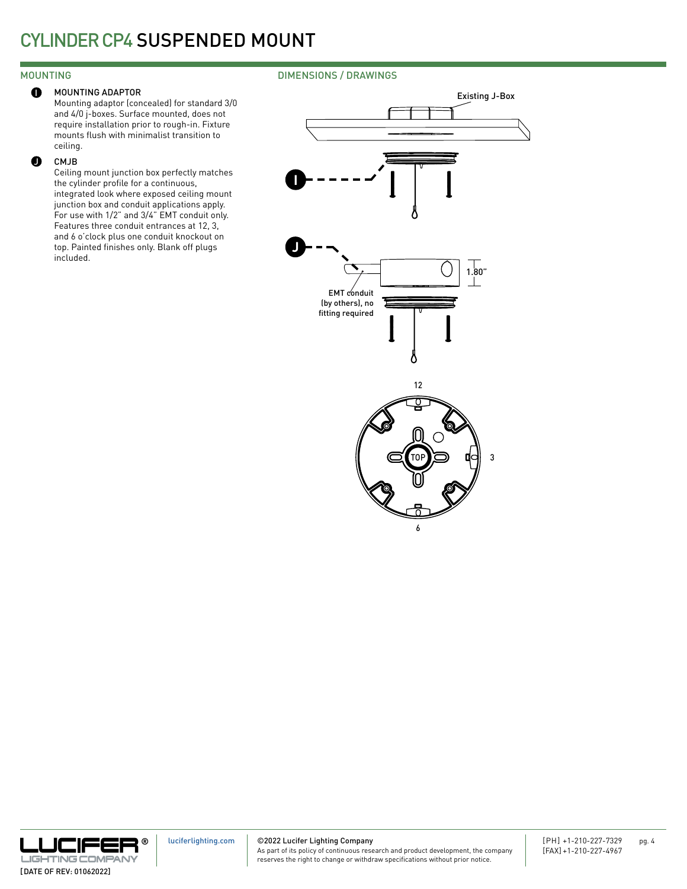# CYLINDER CP4 SUSPENDED MOUNT

## MOUNTING

**I** MOUNTING ADAPTOR

Mounting adaptor (concealed) for standard 3/0 and 4/0 j-boxes. Surface mounted, does not require installation prior to rough-in. Fixture mounts flush with minimalist transition to ceiling.

**J** CMJB

Ceiling mount junction box perfectly matches the cylinder profile for a continuous, integrated look where exposed ceiling mount junction box and conduit applications apply. For use with 1/2" and 3/4" EMT conduit only. Features three conduit entrances at 12, 3, and 6 o'clock plus one conduit knockout on top. Painted finishes only. Blank off plugs included.

## DIMENSIONS / DRAWINGS

Existing J-Box

I

J

1.80"

EMT conduit (by others), no fitting required

12

TOP

3

6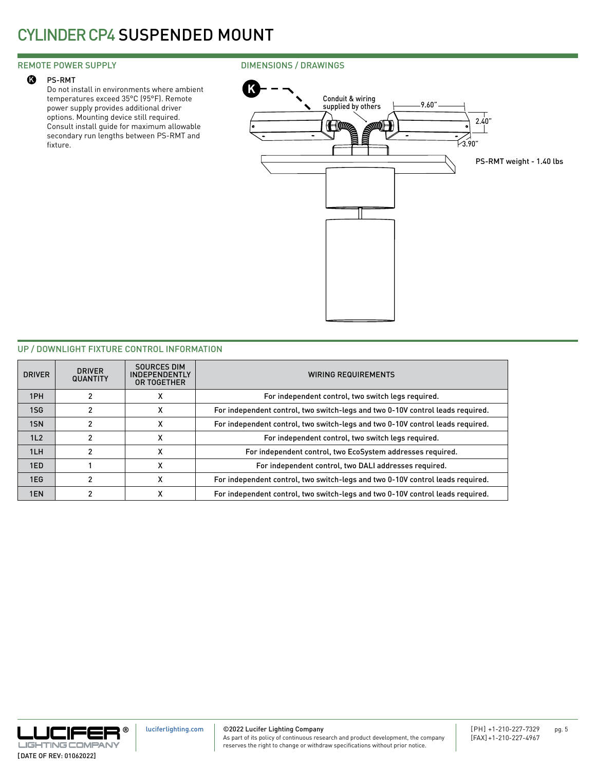# CYLINDER CP4 SUSPENDED MOUNT

## REMOTE POWER SUPPLY

**K** PS-RMT

Do not install in environments where ambient temperatures exceed 35°C (95°F). Remote power supply provides additional driver options. Mounting device still required. Consult install guide for maximum allowable secondary run lengths between PS-RMT and fixture.

## DIMENSIONS / DRAWINGS

K

Conduit & wiring supplied by others

9.60"

2.40"

3.90"

PS-RMT weight - 1.40 lbs

## UP / DOWNLIGHT FIXTURE CONTROL INFORMATION

| DRIVER | DRIVER QUANTITY | SOURCES DIM INDEPENDENTLY OR TOGETHER | WIRING REQUIREMENTS |
|---|---|---|---|
| 1PH | 2 | X | For independent control, two switch legs required. |
| 1SG | 2 | X | For independent control, two switch-legs and two 0-10V control leads required. |
| 1SN | 2 | X | For independent control, two switch-legs and two 0-10V control leads required. |
| 1L2 | 2 | X | For independent control, two switch legs required. |
| 1LH | 2 | X | For independent control, two EcoSystem addresses required. |
| 1ED | 1 | X | For independent control, two DALI addresses required. |
| 1EG | 2 | X | For independent control, two switch-legs and two 0-10V control leads required. |
| 1EN | 2 | X | For independent control, two switch-legs and two 0-10V control leads required. |

LUCIFER® LIGHTING COMPANY

[DATE OF REV: 01062022]

luciferlighting.com

©2022 Lucifer Lighting Company
As part of its policy of continuous research and product development, the company reserves the right to change or withdraw specifications without prior notice.

[PH] +1-210-227-7329
[FAX] +1-210-227-4967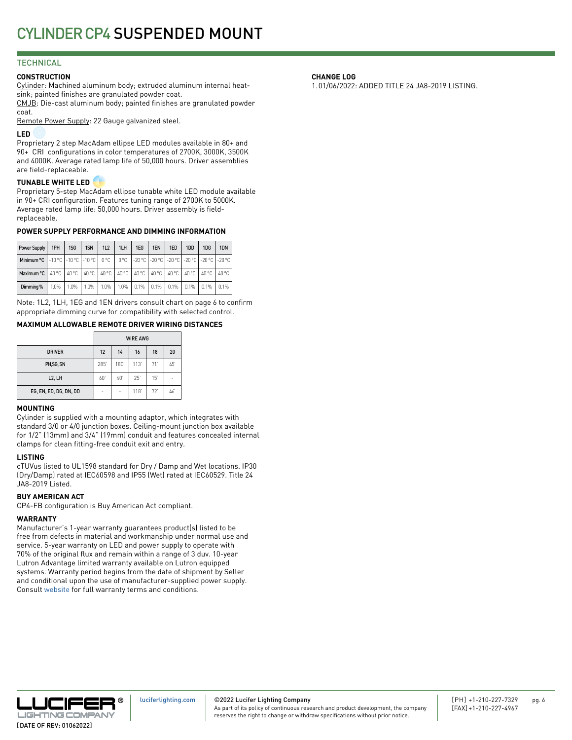# CYLINDER CP4 SUSPENDED MOUNT

## TECHNICAL

### CONSTRUCTION

Cylinder: Machined aluminum body; extruded aluminum internal heat-sink; painted finishes are granulated powder coat.
CMJB: Die-cast aluminum body; painted finishes are granulated powder coat.
Remote Power Supply: 22 Gauge galvanized steel.

### LED

Proprietary 2 step MacAdam ellipse LED modules available in 80+ and 90+ CRI configurations in color temperatures of 2700K, 3000K, 3500K and 4000K. Average rated lamp life of 50,000 hours. Driver assemblies are field-replaceable.

### TUNABLE WHITE LED

Proprietary 5-step MacAdam ellipse tunable white LED module available in 90+ CRI configuration. Features tuning range of 2700K to 5000K. Average rated lamp life: 50,000 hours. Driver assembly is field-replaceable.

### POWER SUPPLY PERFORMANCE AND DIMMING INFORMATION

| Power Supply | 1PH | 1SG | 1SN | 1L2 | 1LH | 1EG | 1EN | 1ED | 1DD | 1DG | 1DN |
|---|---|---|---|---|---|---|---|---|---|---|---|
| Minimum °C | -10 °C | -10 °C | -10 °C | 0 °C | 0 °C | -20 °C | -20 °C | -20 °C | -20 °C | -20 °C | -20 °C |
| Maximum °C | 40 °C | 40 °C | 40 °C | 40 °C | 40 °C | 40 °C | 40 °C | 40 °C | 40 °C | 40 °C | 40 °C |
| Dimming % | 1.0% | 1.0% | 1.0% | 1.0% | 1.0% | 0.1% | 0.1% | 0.1% | 0.1% | 0.1% | 0.1% |

Note: 1L2, 1LH, 1EG and 1EN drivers consult chart on page 6 to confirm appropriate dimming curve for compatibility with selected control.

### MAXIMUM ALLOWABLE REMOTE DRIVER WIRING DISTANCES

| | WIRE AWG | | | | |
|---|---|---|---|---|---|
| DRIVER | 12 | 14 | 16 | 18 | 20 |
| PH,SG, SN | 285' | 180' | 113' | 71' | 45' |
| L2, LH | 60' | 40' | 25' | 15' | - |
| EG, EN, ED, DG, DN, DD | - | - | 118' | 72' | 46' |

### MOUNTING

Cylinder is supplied with a mounting adaptor, which integrates with standard 3/0 or 4/0 junction boxes. Ceiling-mount junction box available for 1/2" (13mm) and 3/4" (19mm) conduit and features concealed internal clamps for clean fitting-free conduit exit and entry.

### LISTING

cTUVus listed to UL1598 standard for Dry / Damp and Wet locations. IP30 (Dry/Damp) rated at IEC60598 and IP55 (Wet) rated at IEC60529. Title 24 JA8-2019 Listed.

### BUY AMERICAN ACT

CP4-FB configuration is Buy American Act compliant.

### WARRANTY

Manufacturer's 1-year warranty guarantees product(s) listed to be free from defects in material and workmanship under normal use and service. 5-year warranty on LED and power supply to operate with 70% of the original flux and remain within a range of 3 duv. 10-year Lutron Advantage limited warranty available on Lutron equipped systems. Warranty period begins from the date of shipment by Seller and conditional upon the use of manufacturer-supplied power supply. Consult website for full warranty terms and conditions.

### CHANGE LOG

1. 01/06/2022: ADDED TITLE 24 JA8-2019 LISTING.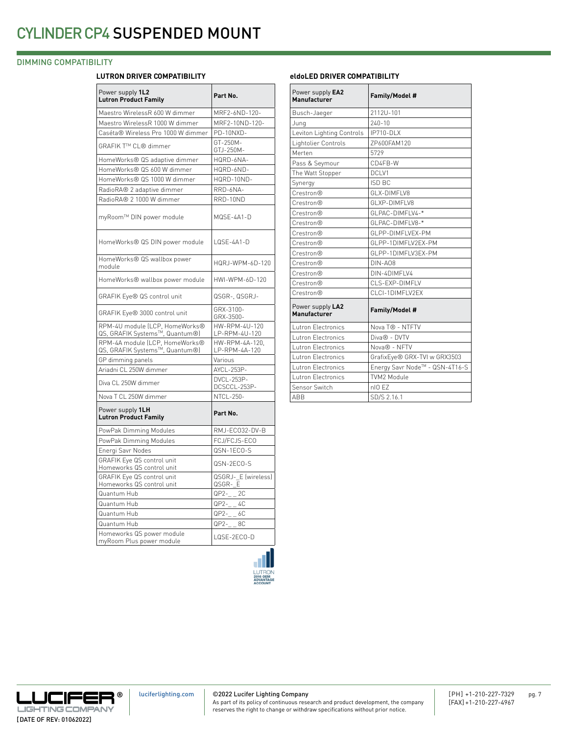# CYLINDER CP4 SUSPENDED MOUNT

## DIMMING COMPATIBILITY

### LUTRON DRIVER COMPATIBILITY

| Power supply **1L2** **Lutron Product Family** | **Part No.** |
|---|---|
| Maestro WirelessR 600 W dimmer | MRF2-6ND-120- |
| Maestro WirelessR 1000 W dimmer | MRF2-10ND-120- |
| Caséta® Wireless Pro 1000 W dimmer | PD-10NXD- |
| GRAFIK T™ CL® dimmer | GT-250M- GTJ-250M- |
| HomeWorks® QS adaptive dimmer | HQRD-6NA- |
| HomeWorks® QS 600 W dimmer | HQRD-6ND- |
| HomeWorks® QS 1000 W dimmer | HQRD-10ND- |
| RadioRA® 2 adaptive dimmer | RRD-6NA- |
| RadioRA® 2 1000 W dimmer | RRD-10ND |
| myRoom™ DIN power module | MQSE-4A1-D |
| HomeWorks® QS DIN power module | LQSE-4A1-D |
| HomeWorks® QS wallbox power module | HQRJ-WPM-6D-120 |
| HomeWorks® wallbox power module | HWI-WPM-6D-120 |
| GRAFIK Eye® QS control unit | QSGR-, QSGRJ- |
| GRAFIK Eye® 3000 control unit | GRX-3100- GRX-3500- |
| RPM-4U module (LCP, HomeWorks® QS, GRAFIK Systems™, Quantum®) | HW-RPM-4U-120 LP-RPM-4U-120 |
| RPM-4A module (LCP, HomeWorks® QS, GRAFIK Systems™, Quantum®) | HW-RPM-4A-120, LP-RPM-4A-120 |
| GP dimming panels | Various |
| Ariadni CL 250W dimmer | AYCL-253P- |
| Diva CL 250W dimmer | DVCL-253P- DCSCCL-253P- |
| Nova T CL 250W dimmer | NTCL-250- |
| Power supply **1LH** **Lutron Product Family** | **Part No.** |
| PowPak Dimming Modules | RMJ-ECO32-DV-B |
| PowPak Dimming Modules | FCJ/FCJS-ECO |
| Energi Savr Nodes | QSN-1ECO-S |
| GRAFIK Eye QS control unit Homeworks QS control unit | QSN-2ECO-S |
| GRAFIK Eye QS control unit Homeworks QS control unit | QSGRJ-_E (wireless) QSGR-_E |
| Quantum Hub | QP2-_ _ 2C |
| Quantum Hub | QP2-_ _ 4C |
| Quantum Hub | QP2-_ _ 6C |
| Quantum Hub | QP2-_ _ 8C |
| Homeworks QS power module myRoom Plus power module | LQSE-2ECO-D |

LUTRON 2016 OEM ADVANTAGE ACCOUNT

### eldoLED DRIVER COMPATIBILITY

| Power supply **EA2** **Manufacturer** | **Family/Model #** |
|---|---|
| Busch-Jaeger | 2112U-101 |
| Jung | 240-10 |
| Leviton Lighting Controls | IP710-DLX |
| Lightolier Controls | ZP600FAM120 |
| Merten | 5729 |
| Pass & Seymour | CD4FB-W |
| The Watt Stopper | DCLV1 |
| Synergy | ISD BC |
| Crestron® | GLX-DIMFLV8 |
| Crestron® | GLXP-DIMFLV8 |
| Crestron® | GLPAC-DIMFLV4-* |
| Crestron® | GLPAC-DIMFLV8-* |
| Crestron® | GLPP-DIMFLVEX-PM |
| Crestron® | GLPP-1DIMFLV2EX-PM |
| Crestron® | GLPP-1DIMFLV3EX-PM |
| Crestron® | DIN-AO8 |
| Crestron® | DIN-4DIMFLV4 |
| Crestron® | CLS-EXP-DIMFLV |
| Crestron® | CLCI-1DIMFLV2EX |
| Power supply **LA2** **Manufacturer** | **Family/Model #** |
| Lutron Electronics | Nova T® - NTFTV |
| Lutron Electronics | Diva® - DVTV |
| Lutron Electronics | Nova® - NFTV |
| Lutron Electronics | GrafixEye® GRX-TVI w GRX3503 |
| Lutron Electronics | Energy Savr Node™ - QSN-4T16-S |
| Lutron Electronics | TVM2 Module |
| Sensor Switch | nIO EZ |
| ABB | SD/S 2.16.1 |

LUCIFER® LIGHTING COMPANY

[DATE OF REV: 01062022]

luciferlighting.com

©2022 Lucifer Lighting Company
As part of its policy of continuous research and product development, the company reserves the right to change or withdraw specifications without prior notice.

[PH] +1-210-227-7329
[FAX] +1-210-227-4967